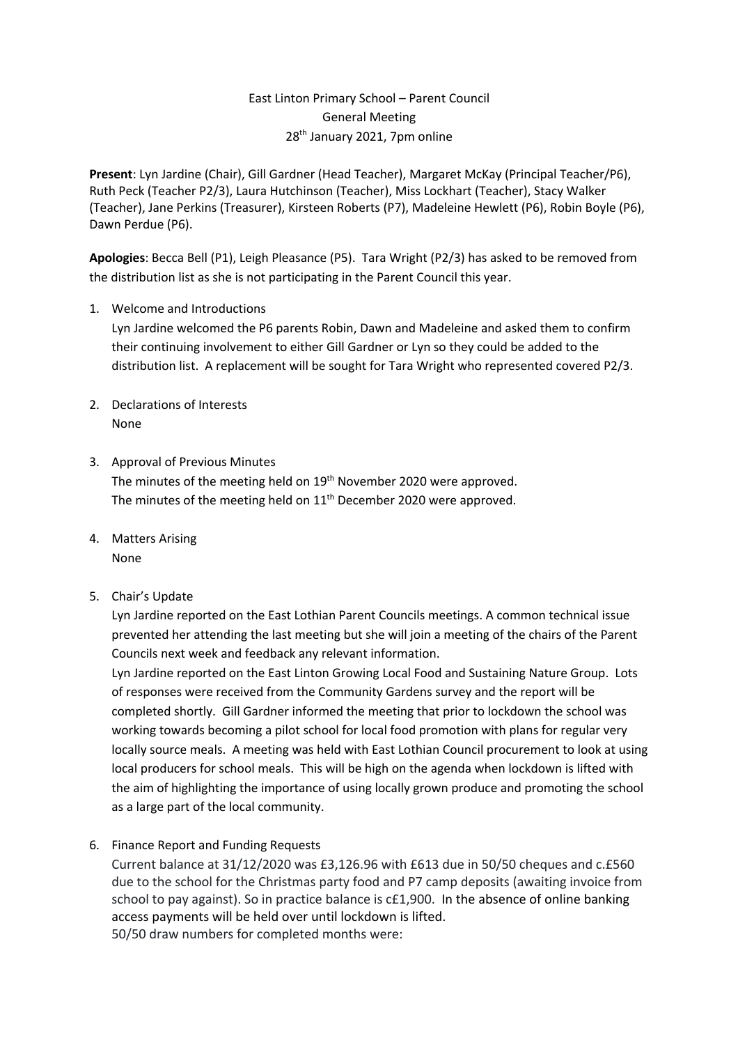East Linton Primary School – Parent Council
General Meeting
28th January 2021, 7pm online

**Present**: Lyn Jardine (Chair), Gill Gardner (Head Teacher), Margaret McKay (Principal Teacher/P6), Ruth Peck (Teacher P2/3), Laura Hutchinson (Teacher), Miss Lockhart (Teacher), Stacy Walker (Teacher), Jane Perkins (Treasurer), Kirsteen Roberts (P7), Madeleine Hewlett (P6), Robin Boyle (P6), Dawn Perdue (P6).

**Apologies**: Becca Bell (P1), Leigh Pleasance (P5). Tara Wright (P2/3) has asked to be removed from the distribution list as she is not participating in the Parent Council this year.

1. Welcome and Introductions
   Lyn Jardine welcomed the P6 parents Robin, Dawn and Madeleine and asked them to confirm their continuing involvement to either Gill Gardner or Lyn so they could be added to the distribution list. A replacement will be sought for Tara Wright who represented covered P2/3.

2. Declarations of Interests
   None

3. Approval of Previous Minutes
   The minutes of the meeting held on 19th November 2020 were approved.
   The minutes of the meeting held on 11th December 2020 were approved.

4. Matters Arising
   None

5. Chair's Update
   Lyn Jardine reported on the East Lothian Parent Councils meetings. A common technical issue prevented her attending the last meeting but she will join a meeting of the chairs of the Parent Councils next week and feedback any relevant information.
   Lyn Jardine reported on the East Linton Growing Local Food and Sustaining Nature Group. Lots of responses were received from the Community Gardens survey and the report will be completed shortly. Gill Gardner informed the meeting that prior to lockdown the school was working towards becoming a pilot school for local food promotion with plans for regular very locally source meals. A meeting was held with East Lothian Council procurement to look at using local producers for school meals. This will be high on the agenda when lockdown is lifted with the aim of highlighting the importance of using locally grown produce and promoting the school as a large part of the local community.

6. Finance Report and Funding Requests
   Current balance at 31/12/2020 was £3,126.96 with £613 due in 50/50 cheques and c.£560 due to the school for the Christmas party food and P7 camp deposits (awaiting invoice from school to pay against). So in practice balance is c£1,900. In the absence of online banking access payments will be held over until lockdown is lifted.
   50/50 draw numbers for completed months were: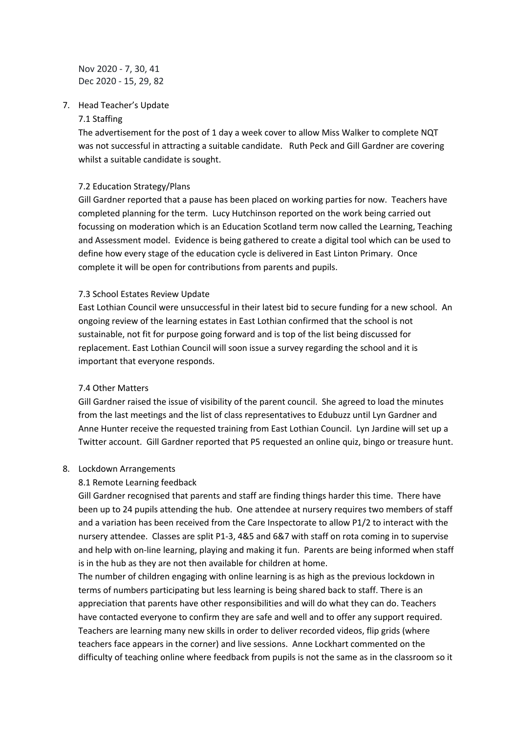Nov 2020 - 7, 30, 41
Dec 2020 - 15, 29, 82

7. Head Teacher's Update

7.1 Staffing

The advertisement for the post of 1 day a week cover to allow Miss Walker to complete NQT was not successful in attracting a suitable candidate. Ruth Peck and Gill Gardner are covering whilst a suitable candidate is sought.

7.2 Education Strategy/Plans

Gill Gardner reported that a pause has been placed on working parties for now. Teachers have completed planning for the term. Lucy Hutchinson reported on the work being carried out focussing on moderation which is an Education Scotland term now called the Learning, Teaching and Assessment model. Evidence is being gathered to create a digital tool which can be used to define how every stage of the education cycle is delivered in East Linton Primary. Once complete it will be open for contributions from parents and pupils.

7.3 School Estates Review Update

East Lothian Council were unsuccessful in their latest bid to secure funding for a new school. An ongoing review of the learning estates in East Lothian confirmed that the school is not sustainable, not fit for purpose going forward and is top of the list being discussed for replacement. East Lothian Council will soon issue a survey regarding the school and it is important that everyone responds.

7.4 Other Matters

Gill Gardner raised the issue of visibility of the parent council. She agreed to load the minutes from the last meetings and the list of class representatives to Edubuzz until Lyn Gardner and Anne Hunter receive the requested training from East Lothian Council. Lyn Jardine will set up a Twitter account. Gill Gardner reported that P5 requested an online quiz, bingo or treasure hunt.

8. Lockdown Arrangements

8.1 Remote Learning feedback

Gill Gardner recognised that parents and staff are finding things harder this time. There have been up to 24 pupils attending the hub. One attendee at nursery requires two members of staff and a variation has been received from the Care Inspectorate to allow P1/2 to interact with the nursery attendee. Classes are split P1-3, 4&5 and 6&7 with staff on rota coming in to supervise and help with on-line learning, playing and making it fun. Parents are being informed when staff is in the hub as they are not then available for children at home.

The number of children engaging with online learning is as high as the previous lockdown in terms of numbers participating but less learning is being shared back to staff. There is an appreciation that parents have other responsibilities and will do what they can do. Teachers have contacted everyone to confirm they are safe and well and to offer any support required. Teachers are learning many new skills in order to deliver recorded videos, flip grids (where teachers face appears in the corner) and live sessions. Anne Lockhart commented on the difficulty of teaching online where feedback from pupils is not the same as in the classroom so it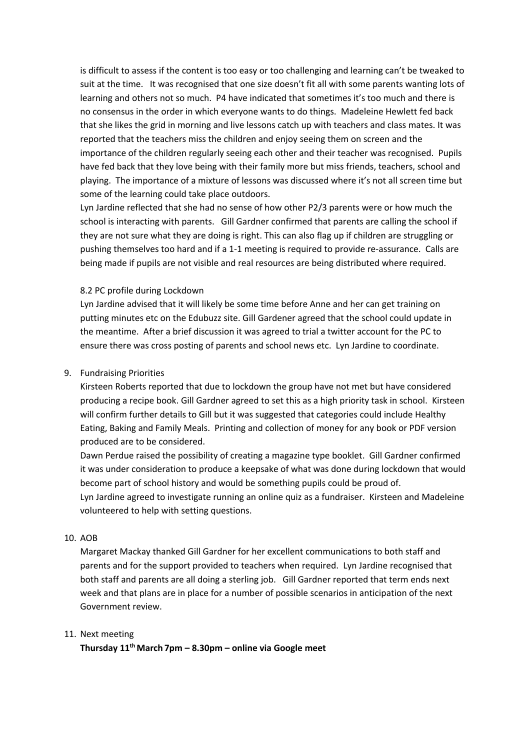is difficult to assess if the content is too easy or too challenging and learning can't be tweaked to suit at the time. It was recognised that one size doesn't fit all with some parents wanting lots of learning and others not so much. P4 have indicated that sometimes it's too much and there is no consensus in the order in which everyone wants to do things. Madeleine Hewlett fed back that she likes the grid in morning and live lessons catch up with teachers and class mates. It was reported that the teachers miss the children and enjoy seeing them on screen and the importance of the children regularly seeing each other and their teacher was recognised. Pupils have fed back that they love being with their family more but miss friends, teachers, school and playing. The importance of a mixture of lessons was discussed where it's not all screen time but some of the learning could take place outdoors.

Lyn Jardine reflected that she had no sense of how other P2/3 parents were or how much the school is interacting with parents. Gill Gardner confirmed that parents are calling the school if they are not sure what they are doing is right. This can also flag up if children are struggling or pushing themselves too hard and if a 1-1 meeting is required to provide re-assurance. Calls are being made if pupils are not visible and real resources are being distributed where required.

8.2 PC profile during Lockdown

Lyn Jardine advised that it will likely be some time before Anne and her can get training on putting minutes etc on the Edubuzz site. Gill Gardener agreed that the school could update in the meantime. After a brief discussion it was agreed to trial a twitter account for the PC to ensure there was cross posting of parents and school news etc. Lyn Jardine to coordinate.

9. Fundraising Priorities

   Kirsteen Roberts reported that due to lockdown the group have not met but have considered producing a recipe book. Gill Gardner agreed to set this as a high priority task in school. Kirsteen will confirm further details to Gill but it was suggested that categories could include Healthy Eating, Baking and Family Meals. Printing and collection of money for any book or PDF version produced are to be considered.

   Dawn Perdue raised the possibility of creating a magazine type booklet. Gill Gardner confirmed it was under consideration to produce a keepsake of what was done during lockdown that would become part of school history and would be something pupils could be proud of.

   Lyn Jardine agreed to investigate running an online quiz as a fundraiser. Kirsteen and Madeleine volunteered to help with setting questions.

10. AOB

    Margaret Mackay thanked Gill Gardner for her excellent communications to both staff and parents and for the support provided to teachers when required. Lyn Jardine recognised that both staff and parents are all doing a sterling job. Gill Gardner reported that term ends next week and that plans are in place for a number of possible scenarios in anticipation of the next Government review.

11. Next meeting

    **Thursday 11th March 7pm – 8.30pm – online via Google meet**